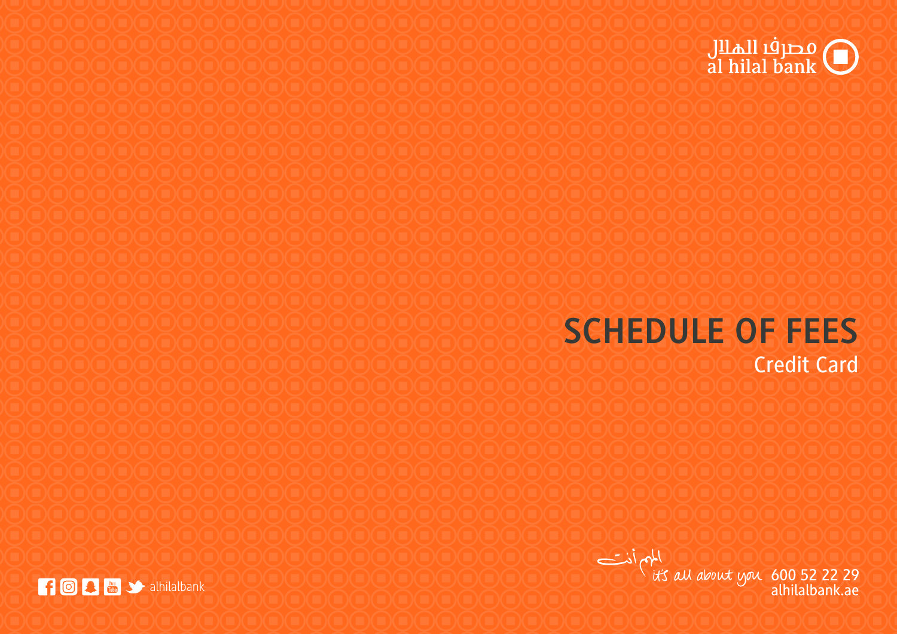مصرف الهلال
al hilal bank

# SCHEDULE OF FEES

## Credit Card

alhilalbank

المهم أنت
it's all about you 600 52 22 29
alhilalbank.ae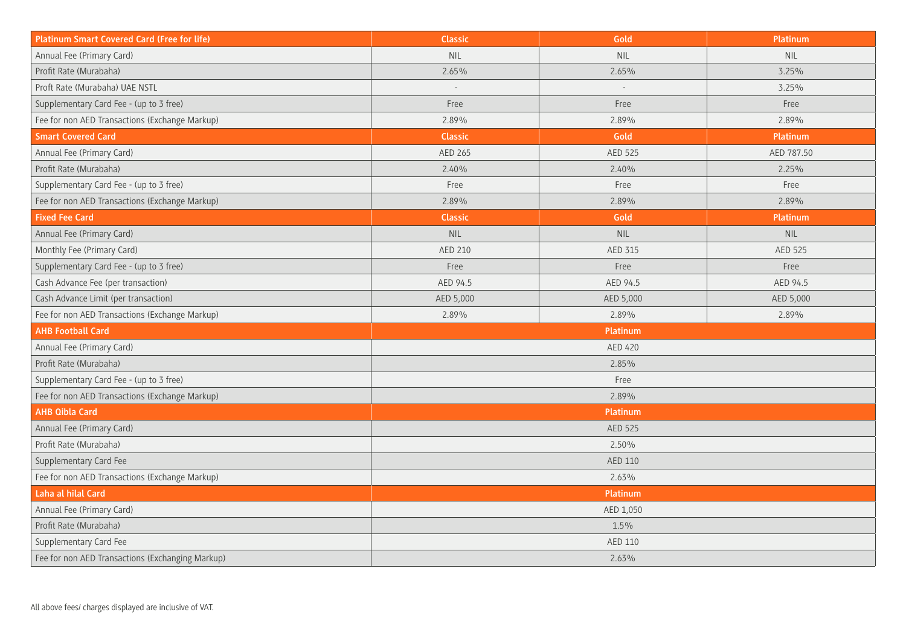| Platinum Smart Covered Card (Free for life) | Classic | Gold | Platinum |
|---|---|---|---|
| Annual Fee (Primary Card) | NIL | NIL | NIL |
| Profit Rate (Murabaha) | 2.65% | 2.65% | 3.25% |
| Proft Rate (Murabaha) UAE NSTL | - | - | 3.25% |
| Supplementary Card Fee - (up to 3 free) | Free | Free | Free |
| Fee for non AED Transactions (Exchange Markup) | 2.89% | 2.89% | 2.89% |
| **Smart Covered Card** | **Classic** | **Gold** | **Platinum** |
| Annual Fee (Primary Card) | AED 265 | AED 525 | AED 787.50 |
| Profit Rate (Murabaha) | 2.40% | 2.40% | 2.25% |
| Supplementary Card Fee - (up to 3 free) | Free | Free | Free |
| Fee for non AED Transactions (Exchange Markup) | 2.89% | 2.89% | 2.89% |
| **Fixed Fee Card** | **Classic** | **Gold** | **Platinum** |
| Annual Fee (Primary Card) | NIL | NIL | NIL |
| Monthly Fee (Primary Card) | AED 210 | AED 315 | AED 525 |
| Supplementary Card Fee - (up to 3 free) | Free | Free | Free |
| Cash Advance Fee (per transaction) | AED 94.5 | AED 94.5 | AED 94.5 |
| Cash Advance Limit (per transaction) | AED 5,000 | AED 5,000 | AED 5,000 |
| Fee for non AED Transactions (Exchange Markup) | 2.89% | 2.89% | 2.89% |

| AHB Football Card | Platinum |
|---|---|
| Annual Fee (Primary Card) | AED 420 |
| Profit Rate (Murabaha) | 2.85% |
| Supplementary Card Fee - (up to 3 free) | Free |
| Fee for non AED Transactions (Exchange Markup) | 2.89% |
| **AHB Qibla Card** | **Platinum** |
| Annual Fee (Primary Card) | AED 525 |
| Profit Rate (Murabaha) | 2.50% |
| Supplementary Card Fee | AED 110 |
| Fee for non AED Transactions (Exchange Markup) | 2.63% |
| **Laha al hilal Card** | **Platinum** |
| Annual Fee (Primary Card) | AED 1,050 |
| Profit Rate (Murabaha) | 1.5% |
| Supplementary Card Fee | AED 110 |
| Fee for non AED Transactions (Exchanging Markup) | 2.63% |

All above fees/ charges displayed are inclusive of VAT.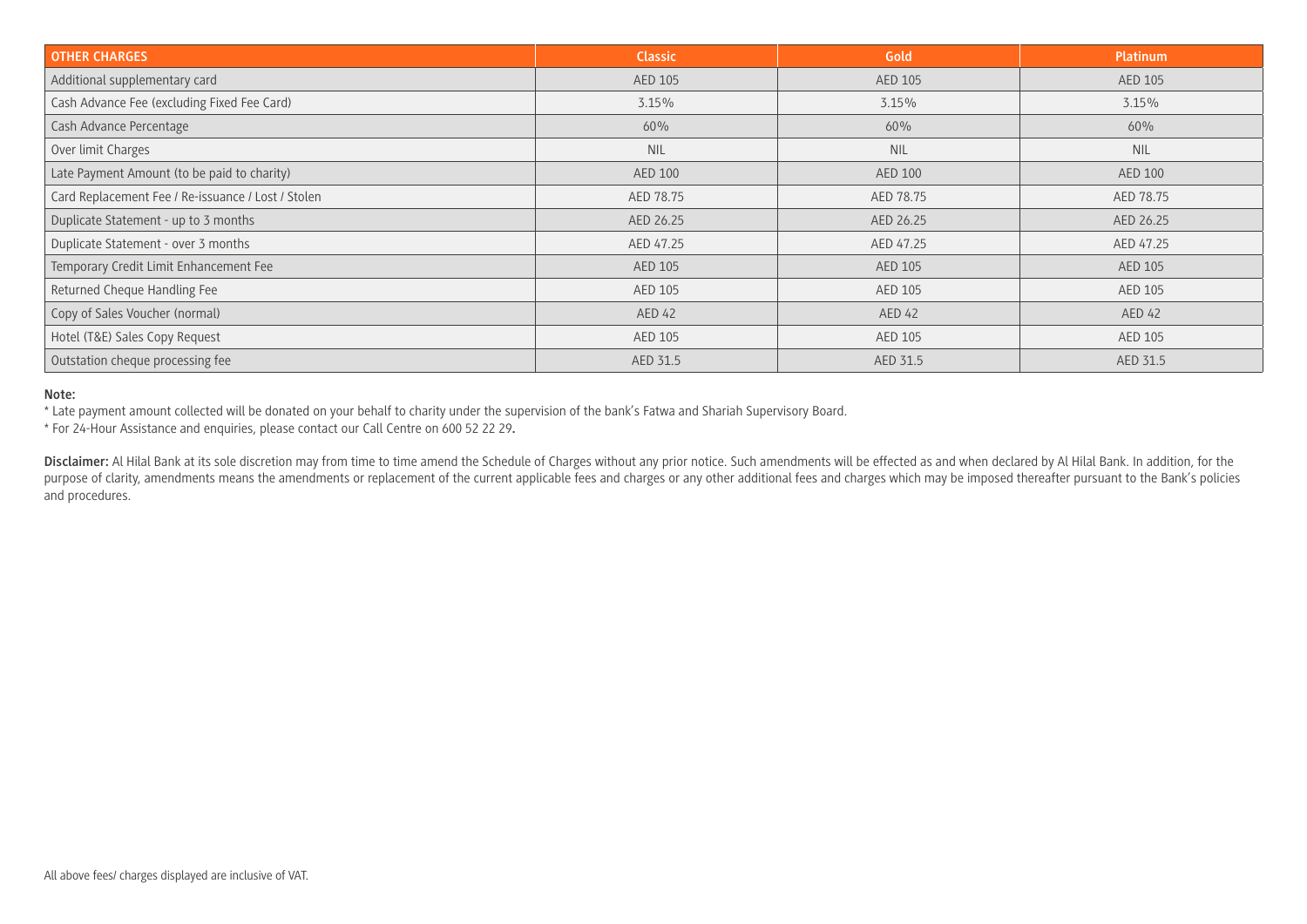| OTHER CHARGES | Classic | Gold | Platinum |
|---|---|---|---|
| Additional supplementary card | AED 105 | AED 105 | AED 105 |
| Cash Advance Fee (excluding Fixed Fee Card) | 3.15% | 3.15% | 3.15% |
| Cash Advance Percentage | 60% | 60% | 60% |
| Over limit Charges | NIL | NIL | NIL |
| Late Payment Amount (to be paid to charity) | AED 100 | AED 100 | AED 100 |
| Card Replacement Fee / Re-issuance / Lost / Stolen | AED 78.75 | AED 78.75 | AED 78.75 |
| Duplicate Statement - up to 3 months | AED 26.25 | AED 26.25 | AED 26.25 |
| Duplicate Statement - over 3 months | AED 47.25 | AED 47.25 | AED 47.25 |
| Temporary Credit Limit Enhancement Fee | AED 105 | AED 105 | AED 105 |
| Returned Cheque Handling Fee | AED 105 | AED 105 | AED 105 |
| Copy of Sales Voucher (normal) | AED 42 | AED 42 | AED 42 |
| Hotel (T&E) Sales Copy Request | AED 105 | AED 105 | AED 105 |
| Outstation cheque processing fee | AED 31.5 | AED 31.5 | AED 31.5 |

**Note:**

* Late payment amount collected will be donated on your behalf to charity under the supervision of the bank's Fatwa and Shariah Supervisory Board.

* For 24-Hour Assistance and enquiries, please contact our Call Centre on 600 52 22 29**.**

**Disclaimer:** Al Hilal Bank at its sole discretion may from time to time amend the Schedule of Charges without any prior notice. Such amendments will be effected as and when declared by Al Hilal Bank. In addition, for the purpose of clarity, amendments means the amendments or replacement of the current applicable fees and charges or any other additional fees and charges which may be imposed thereafter pursuant to the Bank's policies and procedures.

All above fees/ charges displayed are inclusive of VAT.